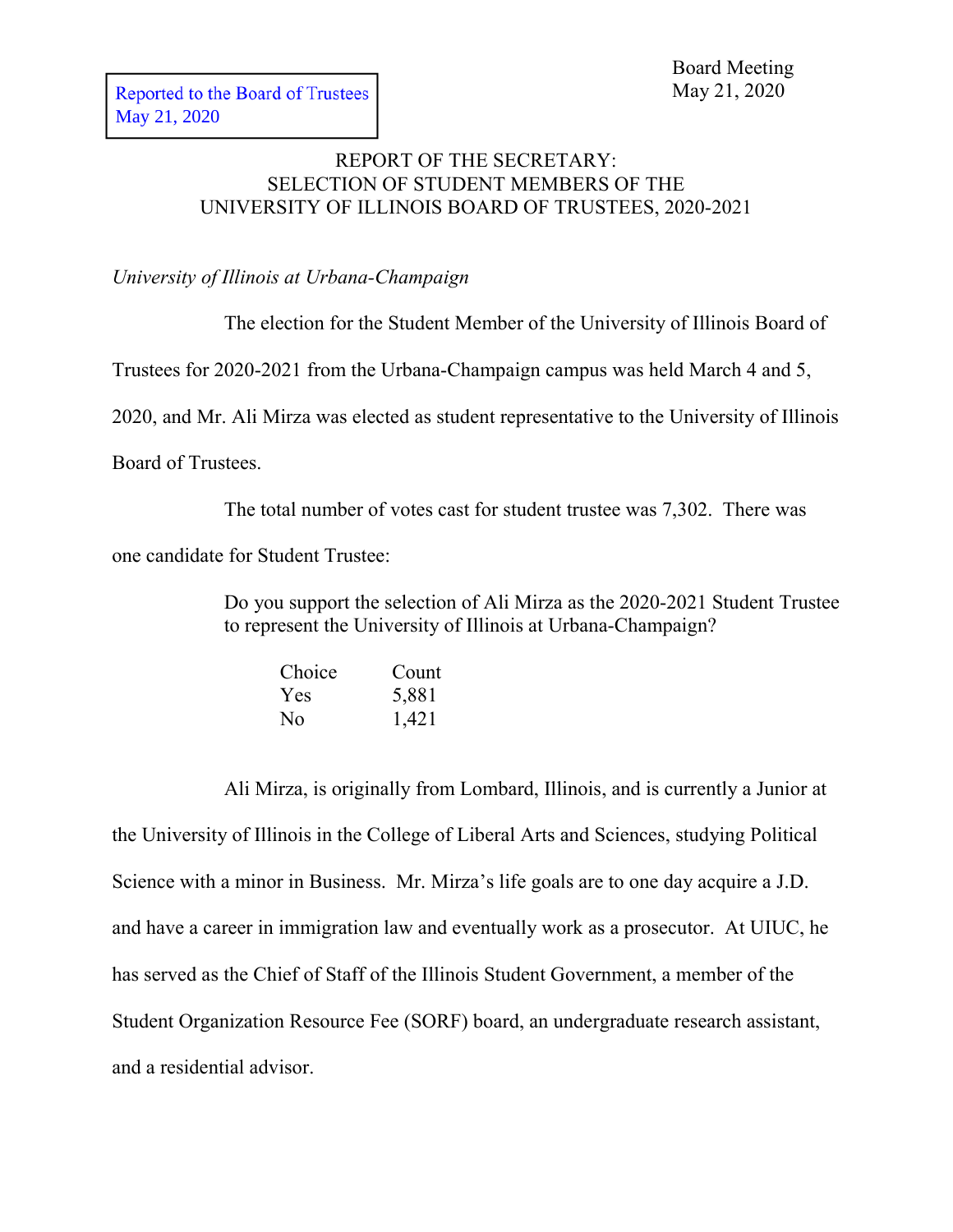Reported to the Board of Trustees
May 21, 2020

Board Meeting
May 21, 2020

# REPORT OF THE SECRETARY: SELECTION OF STUDENT MEMBERS OF THE UNIVERSITY OF ILLINOIS BOARD OF TRUSTEES, 2020-2021

*University of Illinois at Urbana-Champaign*

The election for the Student Member of the University of Illinois Board of Trustees for 2020-2021 from the Urbana-Champaign campus was held March 4 and 5, 2020, and Mr. Ali Mirza was elected as student representative to the University of Illinois Board of Trustees.

The total number of votes cast for student trustee was 7,302. There was one candidate for Student Trustee:

> Do you support the selection of Ali Mirza as the 2020-2021 Student Trustee to represent the University of Illinois at Urbana-Champaign?

| Choice | Count |
|---|---|
| Yes | 5,881 |
| No | 1,421 |

Ali Mirza, is originally from Lombard, Illinois, and is currently a Junior at the University of Illinois in the College of Liberal Arts and Sciences, studying Political Science with a minor in Business. Mr. Mirza's life goals are to one day acquire a J.D. and have a career in immigration law and eventually work as a prosecutor. At UIUC, he has served as the Chief of Staff of the Illinois Student Government, a member of the Student Organization Resource Fee (SORF) board, an undergraduate research assistant, and a residential advisor.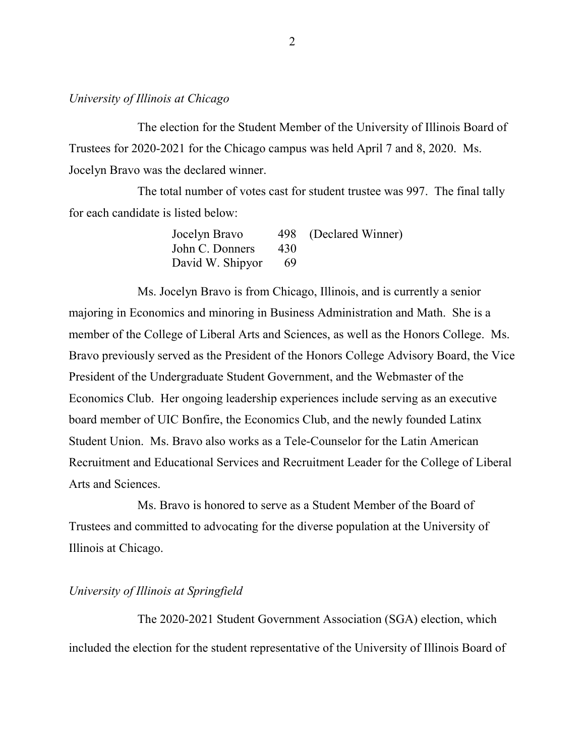*University of Illinois at Chicago*

The election for the Student Member of the University of Illinois Board of Trustees for 2020-2021 for the Chicago campus was held April 7 and 8, 2020. Ms. Jocelyn Bravo was the declared winner.

The total number of votes cast for student trustee was 997. The final tally for each candidate is listed below:

| | | |
|---|---|---|
| Jocelyn Bravo | 498 | (Declared Winner) |
| John C. Donners | 430 | |
| David W. Shipyor | 69 | |

Ms. Jocelyn Bravo is from Chicago, Illinois, and is currently a senior majoring in Economics and minoring in Business Administration and Math. She is a member of the College of Liberal Arts and Sciences, as well as the Honors College. Ms. Bravo previously served as the President of the Honors College Advisory Board, the Vice President of the Undergraduate Student Government, and the Webmaster of the Economics Club. Her ongoing leadership experiences include serving as an executive board member of UIC Bonfire, the Economics Club, and the newly founded Latinx Student Union. Ms. Bravo also works as a Tele-Counselor for the Latin American Recruitment and Educational Services and Recruitment Leader for the College of Liberal Arts and Sciences.

Ms. Bravo is honored to serve as a Student Member of the Board of Trustees and committed to advocating for the diverse population at the University of Illinois at Chicago.

*University of Illinois at Springfield*

The 2020-2021 Student Government Association (SGA) election, which included the election for the student representative of the University of Illinois Board of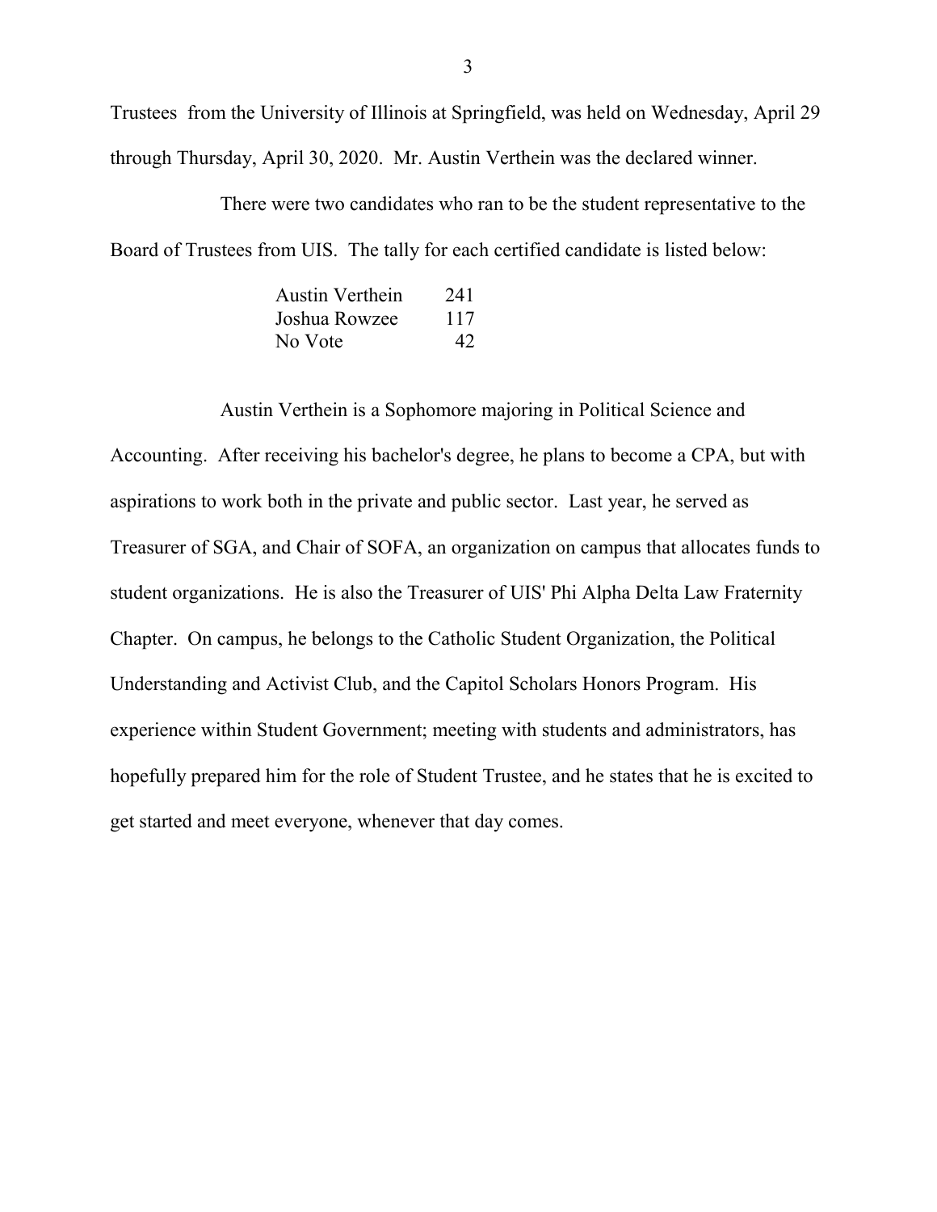Trustees from the University of Illinois at Springfield, was held on Wednesday, April 29 through Thursday, April 30, 2020. Mr. Austin Verthein was the declared winner.

There were two candidates who ran to be the student representative to the Board of Trustees from UIS. The tally for each certified candidate is listed below:

| | |
|---|---|
| Austin Verthein | 241 |
| Joshua Rowzee | 117 |
| No Vote | 42 |

Austin Verthein is a Sophomore majoring in Political Science and Accounting. After receiving his bachelor's degree, he plans to become a CPA, but with aspirations to work both in the private and public sector. Last year, he served as Treasurer of SGA, and Chair of SOFA, an organization on campus that allocates funds to student organizations. He is also the Treasurer of UIS' Phi Alpha Delta Law Fraternity Chapter. On campus, he belongs to the Catholic Student Organization, the Political Understanding and Activist Club, and the Capitol Scholars Honors Program. His experience within Student Government; meeting with students and administrators, has hopefully prepared him for the role of Student Trustee, and he states that he is excited to get started and meet everyone, whenever that day comes.